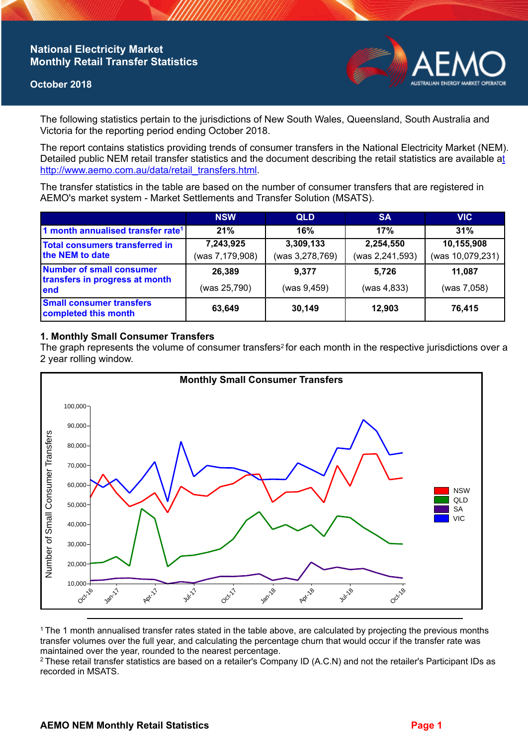# National Electricity Market
# Monthly Retail Transfer Statistics

**October 2018**

The following statistics pertain to the jurisdictions of New South Wales, Queensland, South Australia and Victoria for the reporting period ending October 2018.

The report contains statistics providing trends of consumer transfers in the National Electricity Market (NEM). Detailed public NEM retail transfer statistics and the document describing the retail statistics are available at http://www.aemo.com.au/data/retail_transfers.html.

The transfer statistics in the table are based on the number of consumer transfers that are registered in AEMO's market system - Market Settlements and Transfer Solution (MSATS).

| | NSW | QLD | SA | VIC |
|---|---|---|---|---|
| 1 month annualised transfer rate[1] | 21% | 16% | 17% | 31% |
| Total consumers transferred in the NEM to date | 7,243,925 (was 7,179,908) | 3,309,133 (was 3,278,769) | 2,254,550 (was 2,241,593) | 10,155,908 (was 10,079,231) |
| Number of small consumer transfers in progress at month end | 26,389 (was 25,790) | 9,377 (was 9,459) | 5,726 (was 4,833) | 11,087 (was 7,058) |
| Small consumer transfers completed this month | 63,649 | 30,149 | 12,903 | 76,415 |

## 1. Monthly Small Consumer Transfers

The graph represents the volume of consumer transfers[2] for each month in the respective jurisdictions over a 2 year rolling window.

**Monthly Small Consumer Transfers**

[1] The 1 month annualised transfer rates stated in the table above, are calculated by projecting the previous months transfer volumes over the full year, and calculating the percentage churn that would occur if the transfer rate was maintained over the year, rounded to the nearest percentage.

[2] These retail transfer statistics are based on a retailer's Company ID (A.C.N) and not the retailer's Participant IDs as recorded in MSATS.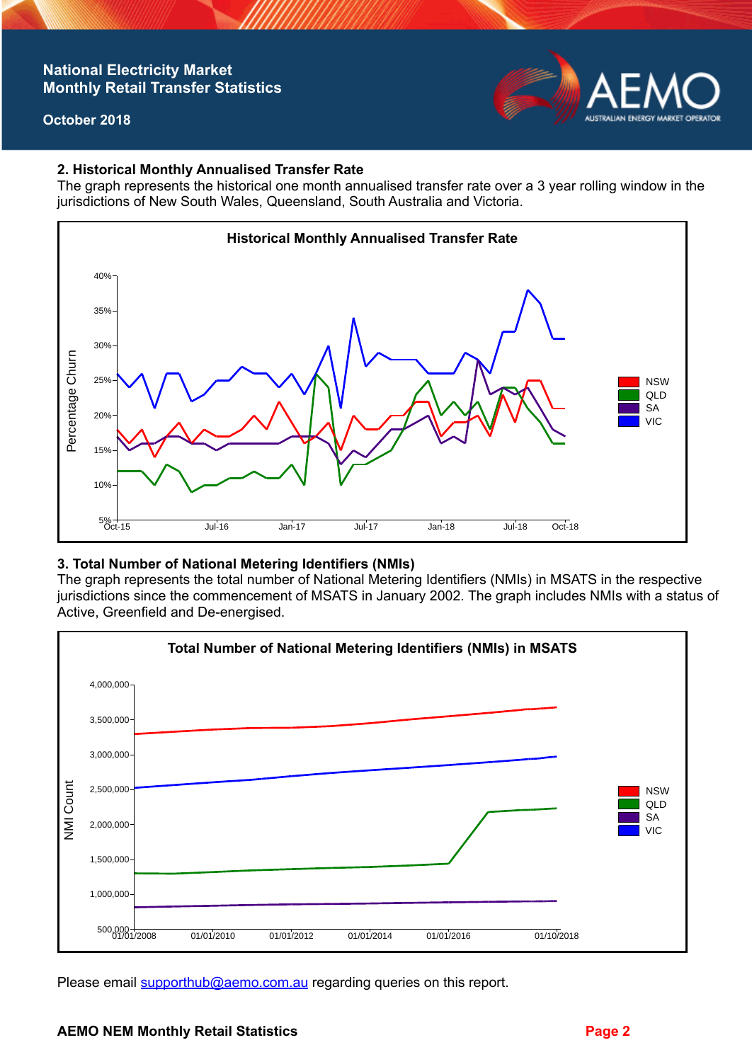## 2. Historical Monthly Annualised Transfer Rate

The graph represents the historical one month annualised transfer rate over a 3 year rolling window in the jurisdictions of New South Wales, Queensland, South Australia and Victoria.

Historical Monthly Annualised Transfer Rate

Percentage Churn

40%
35%
30%
25%
20%
15%
10%
5%

Oct-15
Jul-16
Jan-17
Jul-17
Jan-18
Jul-18
Oct-18

NSW
QLD
SA
VIC

## 3. Total Number of National Metering Identifiers (NMIs)

The graph represents the total number of National Metering Identifiers (NMIs) in MSATS in the respective jurisdictions since the commencement of MSATS in January 2002. The graph includes NMIs with a status of Active, Greenfield and De-energised.

Total Number of National Metering Identifiers (NMIs) in MSATS

NMI Count

4,000,000
3,500,000
3,000,000
2,500,000
2,000,000
1,500,000
1,000,000
500,000

01/01/2008
01/01/2010
01/01/2012
01/01/2014
01/01/2016
01/10/2018

NSW
QLD
SA
VIC

Please email supporthub@aemo.com.au regarding queries on this report.